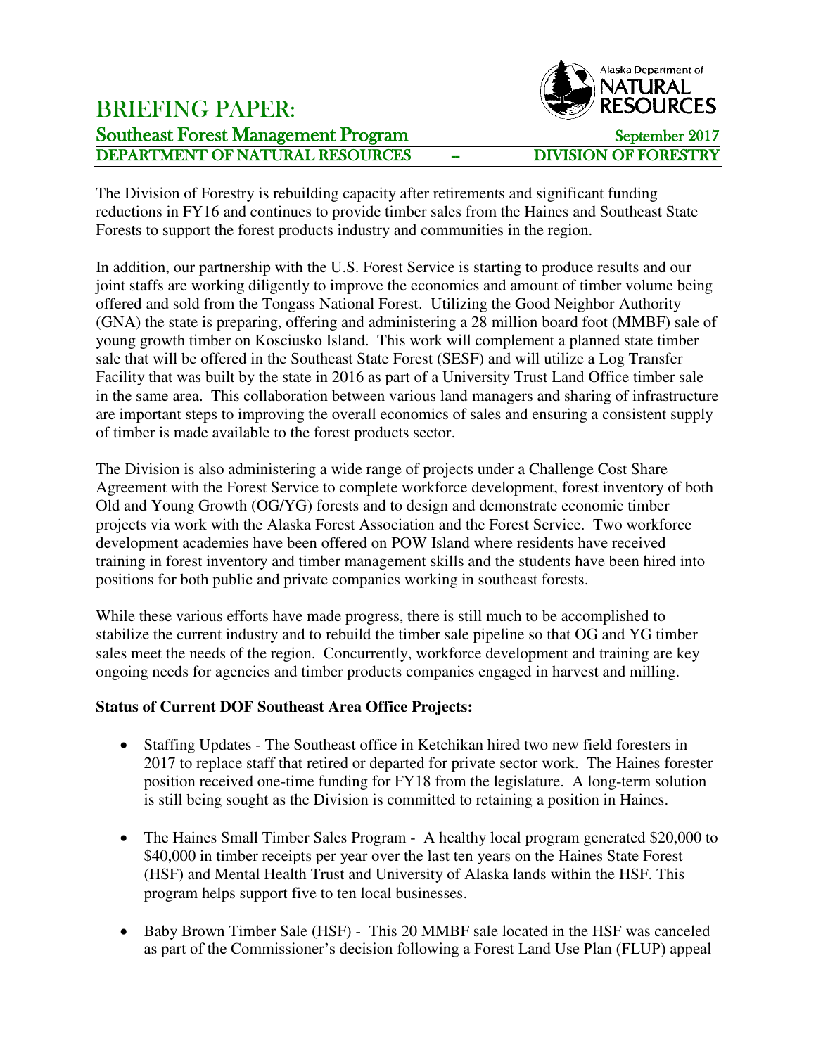# BRIEFING PAPER:

## Southeast Forest Management Program

September 2017

**DEPARTMENT OF NATURAL RESOURCES – DIVISION OF FORESTRY**

The Division of Forestry is rebuilding capacity after retirements and significant funding reductions in FY16 and continues to provide timber sales from the Haines and Southeast State Forests to support the forest products industry and communities in the region.

In addition, our partnership with the U.S. Forest Service is starting to produce results and our joint staffs are working diligently to improve the economics and amount of timber volume being offered and sold from the Tongass National Forest. Utilizing the Good Neighbor Authority (GNA) the state is preparing, offering and administering a 28 million board foot (MMBF) sale of young growth timber on Kosciusko Island. This work will complement a planned state timber sale that will be offered in the Southeast State Forest (SESF) and will utilize a Log Transfer Facility that was built by the state in 2016 as part of a University Trust Land Office timber sale in the same area. This collaboration between various land managers and sharing of infrastructure are important steps to improving the overall economics of sales and ensuring a consistent supply of timber is made available to the forest products sector.

The Division is also administering a wide range of projects under a Challenge Cost Share Agreement with the Forest Service to complete workforce development, forest inventory of both Old and Young Growth (OG/YG) forests and to design and demonstrate economic timber projects via work with the Alaska Forest Association and the Forest Service. Two workforce development academies have been offered on POW Island where residents have received training in forest inventory and timber management skills and the students have been hired into positions for both public and private companies working in southeast forests.

While these various efforts have made progress, there is still much to be accomplished to stabilize the current industry and to rebuild the timber sale pipeline so that OG and YG timber sales meet the needs of the region. Concurrently, workforce development and training are key ongoing needs for agencies and timber products companies engaged in harvest and milling.

**Status of Current DOF Southeast Area Office Projects:**

- Staffing Updates - The Southeast office in Ketchikan hired two new field foresters in 2017 to replace staff that retired or departed for private sector work. The Haines forester position received one-time funding for FY18 from the legislature. A long-term solution is still being sought as the Division is committed to retaining a position in Haines.
- The Haines Small Timber Sales Program - A healthy local program generated $20,000 to $40,000 in timber receipts per year over the last ten years on the Haines State Forest (HSF) and Mental Health Trust and University of Alaska lands within the HSF. This program helps support five to ten local businesses.
- Baby Brown Timber Sale (HSF) - This 20 MMBF sale located in the HSF was canceled as part of the Commissioner's decision following a Forest Land Use Plan (FLUP) appeal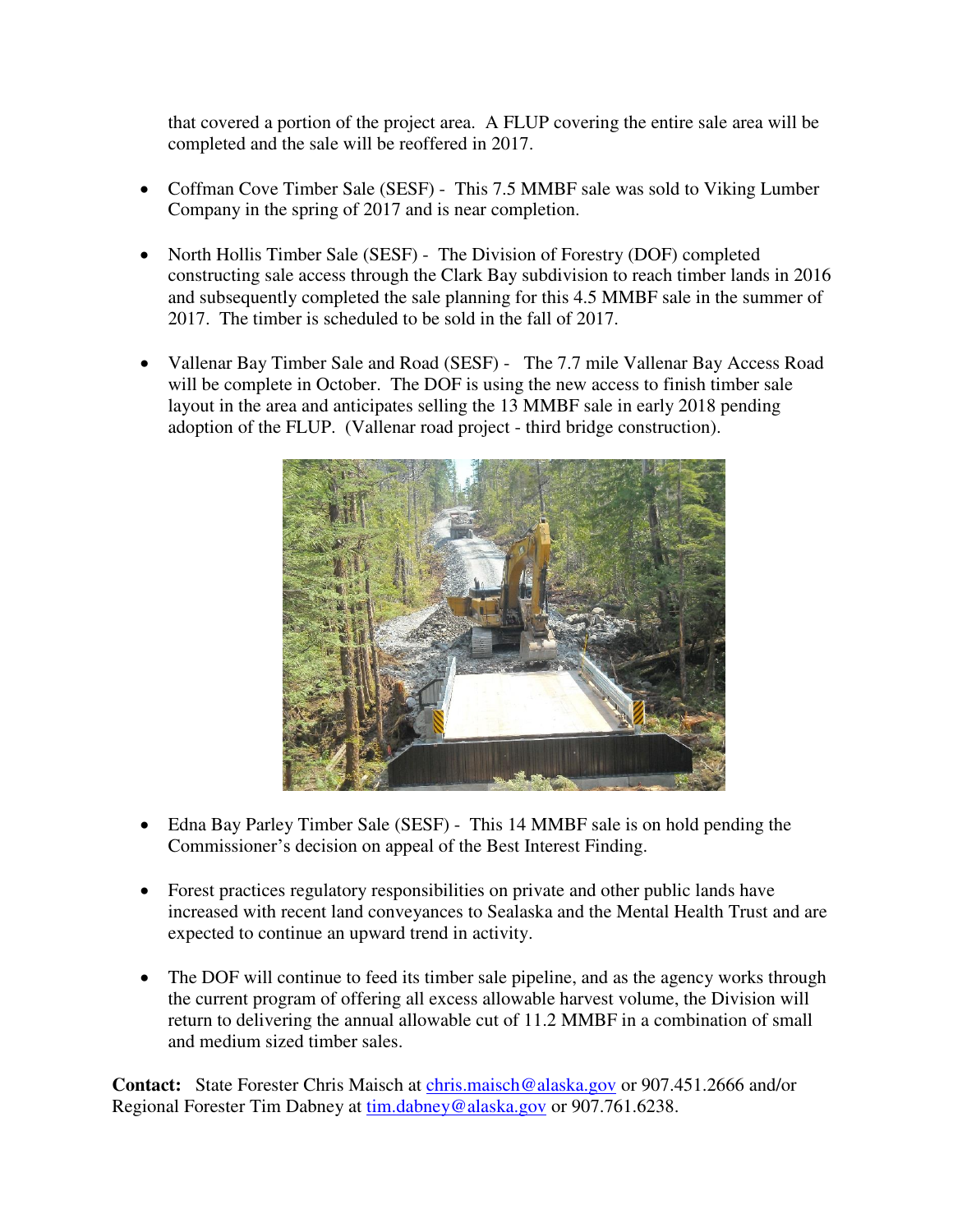that covered a portion of the project area. A FLUP covering the entire sale area will be completed and the sale will be reoffered in 2017.

- Coffman Cove Timber Sale (SESF) - This 7.5 MMBF sale was sold to Viking Lumber Company in the spring of 2017 and is near completion.

- North Hollis Timber Sale (SESF) - The Division of Forestry (DOF) completed constructing sale access through the Clark Bay subdivision to reach timber lands in 2016 and subsequently completed the sale planning for this 4.5 MMBF sale in the summer of 2017. The timber is scheduled to be sold in the fall of 2017.

- Vallenar Bay Timber Sale and Road (SESF) - The 7.7 mile Vallenar Bay Access Road will be complete in October. The DOF is using the new access to finish timber sale layout in the area and anticipates selling the 13 MMBF sale in early 2018 pending adoption of the FLUP. (Vallenar road project - third bridge construction).

- Edna Bay Parley Timber Sale (SESF) - This 14 MMBF sale is on hold pending the Commissioner's decision on appeal of the Best Interest Finding.

- Forest practices regulatory responsibilities on private and other public lands have increased with recent land conveyances to Sealaska and the Mental Health Trust and are expected to continue an upward trend in activity.

- The DOF will continue to feed its timber sale pipeline, and as the agency works through the current program of offering all excess allowable harvest volume, the Division will return to delivering the annual allowable cut of 11.2 MMBF in a combination of small and medium sized timber sales.

**Contact:** State Forester Chris Maisch at chris.maisch@alaska.gov or 907.451.2666 and/or Regional Forester Tim Dabney at tim.dabney@alaska.gov or 907.761.6238.